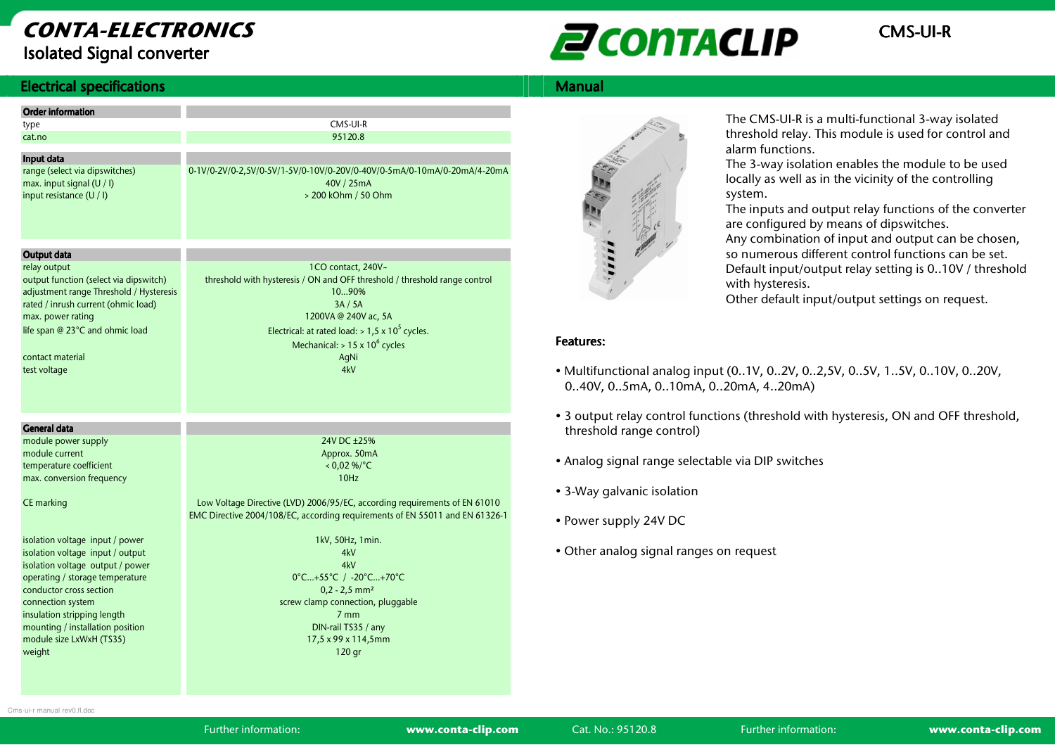# CONTA-ELECTRONICS

## Isolated Signal converter

CONTACLIP

CMS-UI-R

## Electrical specifications

| Order information | |
|---|---|
| type | CMS-UI-R |
| cat.no | 95120.8 |

| Input data | |
|---|---|
| range (select via dipswitches) | 0-1V/0-2V/0-2,5V/0-5V/1-5V/0-10V/0-20V/0-40V/0-5mA/0-10mA/0-20mA/4-20mA |
| max. input signal (U / I) | 40V / 25mA |
| input resistance (U / I) | > 200 kOhm / 50 Ohm |

| Output data | |
|---|---|
| relay output | 1CO contact, 240V~ |
| output function (select via dipswitch) | threshold with hysteresis / ON and OFF threshold / threshold range control |
| adjustment range Threshold / Hysteresis | 10...90% |
| rated / inrush current (ohmic load) | 3A / 5A |
| max. power rating | 1200VA @ 240V ac, 5A |
| life span @ 23°C and ohmic load | Electrical: at rated load: > $1,5 \times 10^5$ cycles. Mechanical: > $15 \times 10^6$ cycles |
| contact material | AgNi |
| test voltage | 4kV |

| General data | |
|---|---|
| module power supply | 24V DC ±25% |
| module current | Approx. 50mA |
| temperature coefficient | < 0,02 %/°C |
| max. conversion frequency | 10Hz |
| CE marking | Low Voltage Directive (LVD) 2006/95/EC, according requirements of EN 61010 EMC Directive 2004/108/EC, according requirements of EN 55011 and EN 61326-1 |
| isolation voltage input / power | 1kV, 50Hz, 1min. |
| isolation voltage input / output | 4kV |
| isolation voltage output / power | 4kV |
| operating / storage temperature | 0°C...+55°C / -20°C...+70°C |
| conductor cross section | 0,2 - 2,5 mm² |
| connection system | screw clamp connection, pluggable |
| insulation stripping length | 7 mm |
| mounting / installation position | DIN-rail TS35 / any |
| module size LxWxH (TS35) | 17,5 x 99 x 114,5mm |
| weight | 120 gr |

## Manual

The CMS-UI-R is a multi-functional 3-way isolated threshold relay. This module is used for control and alarm functions.
The 3-way isolation enables the module to be used locally as well as in the vicinity of the controlling system.
The inputs and output relay functions of the converter are configured by means of dipswitches.
Any combination of input and output can be chosen, so numerous different control functions can be set.
Default input/output relay setting is 0..10V / threshold with hysteresis.
Other default input/output settings on request.

### Features:

- Multifunctional analog input (0..1V, 0..2V, 0..2,5V, 0..5V, 1..5V, 0..10V, 0..20V, 0..40V, 0..5mA, 0..10mA, 0..20mA, 4..20mA)
- 3 output relay control functions (threshold with hysteresis, ON and OFF threshold, threshold range control)
- Analog signal range selectable via DIP switches
- 3-Way galvanic isolation
- Power supply 24V DC
- Other analog signal ranges on request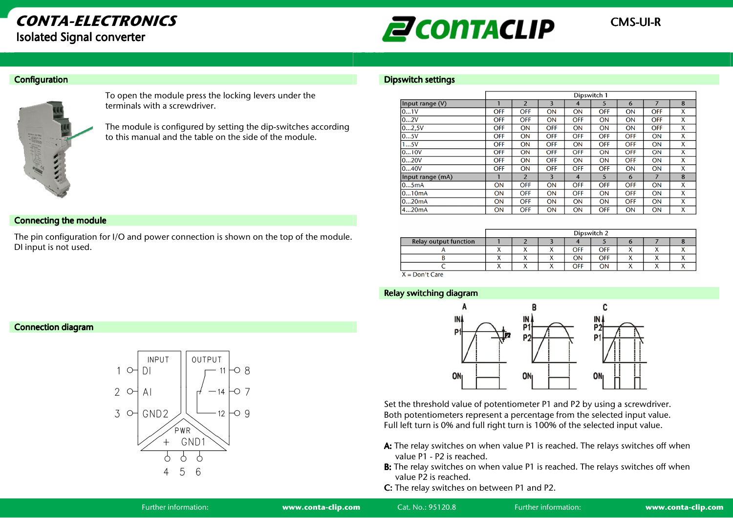# CONTA-ELECTRONICS

Isolated Signal converter

CMS-UI-R

## Configuration

To open the module press the locking levers under the terminals with a screwdriver.

The module is configured by setting the dip-switches according to this manual and the table on the side of the module.

## Connecting the module

The pin configuration for I/O and power connection is shown on the top of the module. DI input is not used.

## Connection diagram

INPUT
1 DI
2 AI
3 GND2

OUTPUT
11 8
14 7
12 9

PWR
+ GND1
4 5 6

## Dipswitch settings

| | Dipswitch 1 | | | | | | | |
|---|---|---|---|---|---|---|---|---|
| Input range (V) | 1 | 2 | 3 | 4 | 5 | 6 | 7 | 8 |
| 0...1V | OFF | OFF | ON | ON | OFF | ON | OFF | X |
| 0...2V | OFF | OFF | ON | OFF | ON | ON | OFF | X |
| 0...2,5V | OFF | ON | OFF | ON | ON | ON | OFF | X |
| 0...5V | OFF | ON | OFF | OFF | OFF | OFF | ON | X |
| 1...5V | OFF | ON | OFF | ON | OFF | OFF | ON | X |
| 0...10V | OFF | ON | OFF | OFF | ON | OFF | ON | X |
| 0...20V | OFF | ON | OFF | ON | ON | OFF | ON | X |
| 0...40V | OFF | ON | OFF | OFF | OFF | ON | ON | X |
| Input range (mA) | 1 | 2 | 3 | 4 | 5 | 6 | 7 | 8 |
| 0...5mA | ON | OFF | ON | OFF | OFF | OFF | ON | X |
| 0...10mA | ON | OFF | ON | OFF | ON | OFF | ON | X |
| 0...20mA | ON | OFF | ON | ON | ON | OFF | ON | X |
| 4...20mA | ON | OFF | ON | ON | OFF | ON | ON | X |

| | Dipswitch 2 | | | | | | | |
|---|---|---|---|---|---|---|---|---|
| Relay output function | 1 | 2 | 3 | 4 | 5 | 6 | 7 | 8 |
| A | X | X | X | OFF | OFF | X | X | X |
| B | X | X | X | ON | OFF | X | X | X |
| C | X | X | X | OFF | ON | X | X | X |

X = Don't Care

## Relay switching diagram

A: IN, P1, P2, ON

B: IN, P1, P2, ON

C: IN, P2, P1, ON

Set the threshold value of potentiometer P1 and P2 by using a screwdriver.
Both potentiometers represent a percentage from the selected input value.
Full left turn is 0% and full right turn is 100% of the selected input value.

**A:** The relay switches on when value P1 is reached. The relays switches off when value P1 - P2 is reached.

**B:** The relay switches on when value P1 is reached. The relays switches off when value P2 is reached.

**C:** The relay switches on between P1 and P2.

Further information: **www.conta-clip.com** Cat. No.: 95120.8 Further information: **www.conta-clip.com**